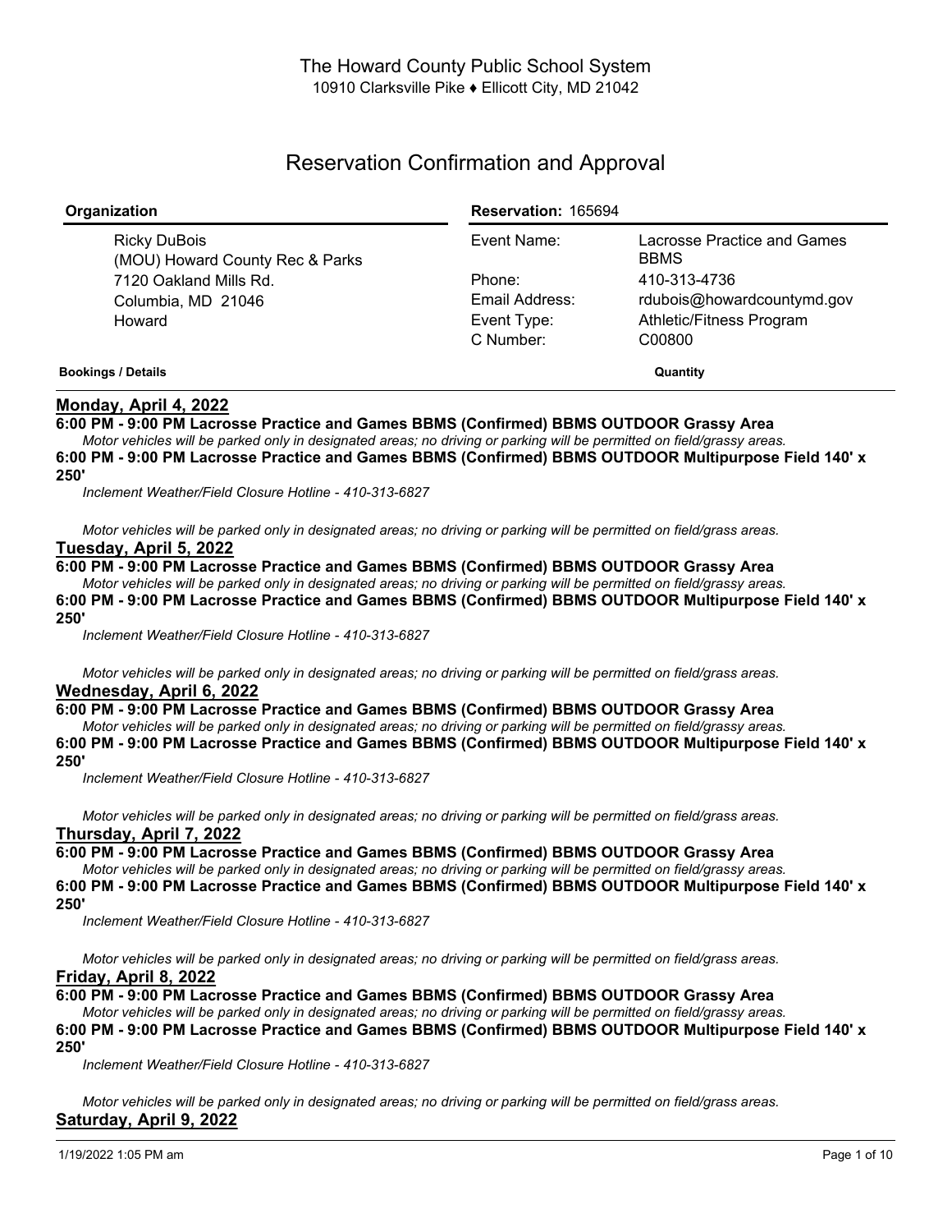The Howard County Public School System
10910 Clarksville Pike ♦ Ellicott City, MD 21042

# Reservation Confirmation and Approval

| Organization | Reservation: 165694 | |
|---|---|---|
| Ricky DuBois | Event Name: | Lacrosse Practice and Games BBMS |
| (MOU) Howard County Rec & Parks | | |
| 7120 Oakland Mills Rd. | Phone: | 410-313-4736 |
| Columbia, MD 21046 | Email Address: | rdubois@howardcountymd.gov |
| Howard | Event Type: | Athletic/Fitness Program |
| | C Number: | C00800 |

**Bookings / Details** — **Quantity**

## Monday, April 4, 2022

**6:00 PM - 9:00 PM Lacrosse Practice and Games BBMS (Confirmed) BBMS OUTDOOR Grassy Area**

*Motor vehicles will be parked only in designated areas; no driving or parking will be permitted on field/grassy areas.*

**6:00 PM - 9:00 PM Lacrosse Practice and Games BBMS (Confirmed) BBMS OUTDOOR Multipurpose Field 140' x 250'**

*Inclement Weather/Field Closure Hotline - 410-313-6827*

*Motor vehicles will be parked only in designated areas; no driving or parking will be permitted on field/grass areas.*

## Tuesday, April 5, 2022

**6:00 PM - 9:00 PM Lacrosse Practice and Games BBMS (Confirmed) BBMS OUTDOOR Grassy Area**

*Motor vehicles will be parked only in designated areas; no driving or parking will be permitted on field/grassy areas.*

**6:00 PM - 9:00 PM Lacrosse Practice and Games BBMS (Confirmed) BBMS OUTDOOR Multipurpose Field 140' x 250'**

*Inclement Weather/Field Closure Hotline - 410-313-6827*

*Motor vehicles will be parked only in designated areas; no driving or parking will be permitted on field/grass areas.*

## Wednesday, April 6, 2022

**6:00 PM - 9:00 PM Lacrosse Practice and Games BBMS (Confirmed) BBMS OUTDOOR Grassy Area**

*Motor vehicles will be parked only in designated areas; no driving or parking will be permitted on field/grassy areas.*

**6:00 PM - 9:00 PM Lacrosse Practice and Games BBMS (Confirmed) BBMS OUTDOOR Multipurpose Field 140' x 250'**

*Inclement Weather/Field Closure Hotline - 410-313-6827*

*Motor vehicles will be parked only in designated areas; no driving or parking will be permitted on field/grass areas.*

## Thursday, April 7, 2022

**6:00 PM - 9:00 PM Lacrosse Practice and Games BBMS (Confirmed) BBMS OUTDOOR Grassy Area**

*Motor vehicles will be parked only in designated areas; no driving or parking will be permitted on field/grassy areas.*

**6:00 PM - 9:00 PM Lacrosse Practice and Games BBMS (Confirmed) BBMS OUTDOOR Multipurpose Field 140' x 250'**

*Inclement Weather/Field Closure Hotline - 410-313-6827*

*Motor vehicles will be parked only in designated areas; no driving or parking will be permitted on field/grass areas.*

## Friday, April 8, 2022

**6:00 PM - 9:00 PM Lacrosse Practice and Games BBMS (Confirmed) BBMS OUTDOOR Grassy Area**

*Motor vehicles will be parked only in designated areas; no driving or parking will be permitted on field/grassy areas.*

**6:00 PM - 9:00 PM Lacrosse Practice and Games BBMS (Confirmed) BBMS OUTDOOR Multipurpose Field 140' x 250'**

*Inclement Weather/Field Closure Hotline - 410-313-6827*

*Motor vehicles will be parked only in designated areas; no driving or parking will be permitted on field/grass areas.*

## Saturday, April 9, 2022

1/19/2022 1:05 PM am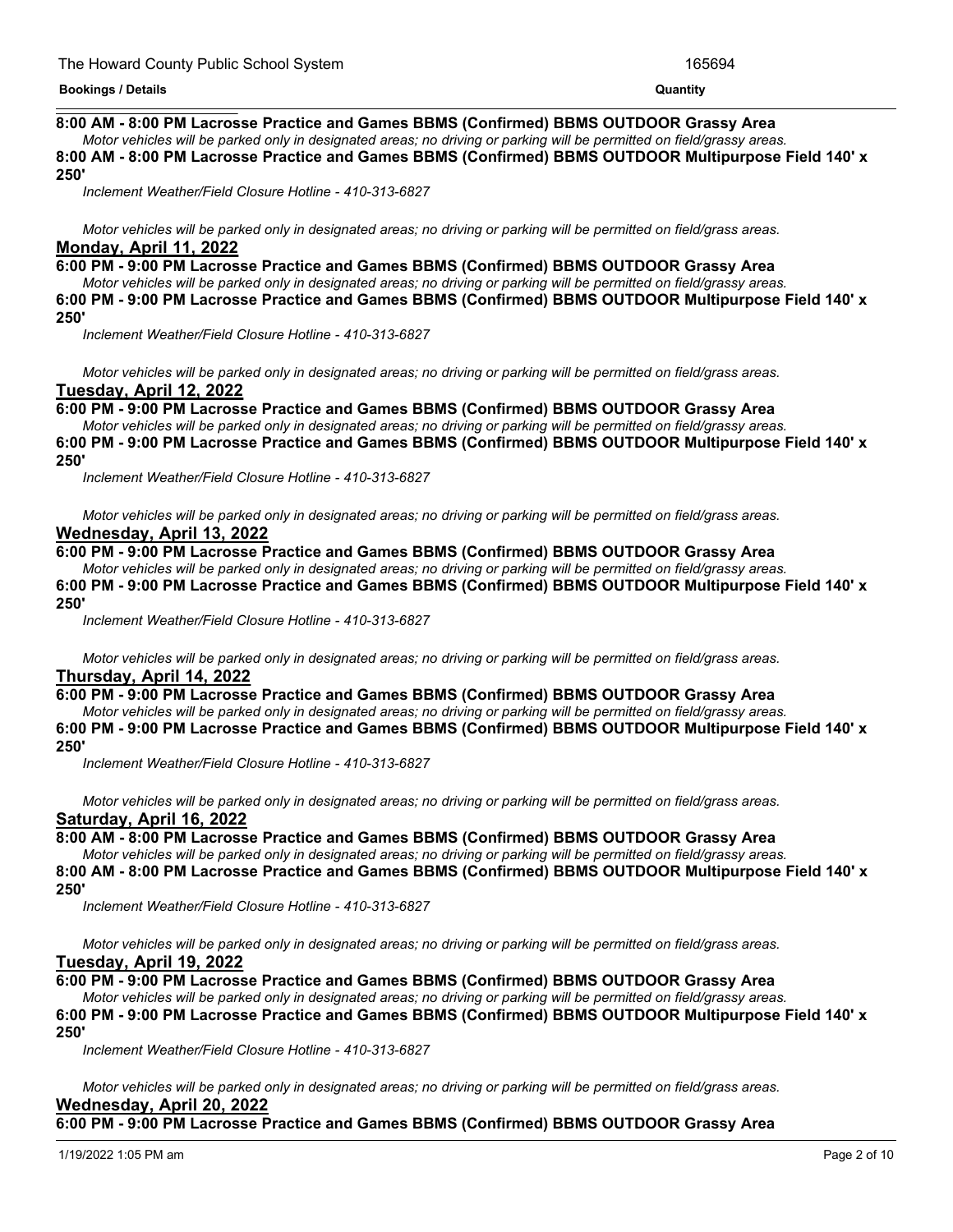**8:00 AM - 8:00 PM Lacrosse Practice and Games BBMS (Confirmed) BBMS OUTDOOR Grassy Area**

*Motor vehicles will be parked only in designated areas; no driving or parking will be permitted on field/grassy areas.*

**8:00 AM - 8:00 PM Lacrosse Practice and Games BBMS (Confirmed) BBMS OUTDOOR Multipurpose Field 140' x 250'**

*Inclement Weather/Field Closure Hotline - 410-313-6827*

*Motor vehicles will be parked only in designated areas; no driving or parking will be permitted on field/grass areas.*

**Monday, April 11, 2022**

**6:00 PM - 9:00 PM Lacrosse Practice and Games BBMS (Confirmed) BBMS OUTDOOR Grassy Area**

*Motor vehicles will be parked only in designated areas; no driving or parking will be permitted on field/grassy areas.*

**6:00 PM - 9:00 PM Lacrosse Practice and Games BBMS (Confirmed) BBMS OUTDOOR Multipurpose Field 140' x 250'**

*Inclement Weather/Field Closure Hotline - 410-313-6827*

*Motor vehicles will be parked only in designated areas; no driving or parking will be permitted on field/grass areas.*

**Tuesday, April 12, 2022**

**6:00 PM - 9:00 PM Lacrosse Practice and Games BBMS (Confirmed) BBMS OUTDOOR Grassy Area**

*Motor vehicles will be parked only in designated areas; no driving or parking will be permitted on field/grassy areas.*

**6:00 PM - 9:00 PM Lacrosse Practice and Games BBMS (Confirmed) BBMS OUTDOOR Multipurpose Field 140' x 250'**

*Inclement Weather/Field Closure Hotline - 410-313-6827*

*Motor vehicles will be parked only in designated areas; no driving or parking will be permitted on field/grass areas.*

**Wednesday, April 13, 2022**

**6:00 PM - 9:00 PM Lacrosse Practice and Games BBMS (Confirmed) BBMS OUTDOOR Grassy Area**

*Motor vehicles will be parked only in designated areas; no driving or parking will be permitted on field/grassy areas.*

**6:00 PM - 9:00 PM Lacrosse Practice and Games BBMS (Confirmed) BBMS OUTDOOR Multipurpose Field 140' x 250'**

*Inclement Weather/Field Closure Hotline - 410-313-6827*

*Motor vehicles will be parked only in designated areas; no driving or parking will be permitted on field/grass areas.*

**Thursday, April 14, 2022**

**6:00 PM - 9:00 PM Lacrosse Practice and Games BBMS (Confirmed) BBMS OUTDOOR Grassy Area**

*Motor vehicles will be parked only in designated areas; no driving or parking will be permitted on field/grassy areas.*

**6:00 PM - 9:00 PM Lacrosse Practice and Games BBMS (Confirmed) BBMS OUTDOOR Multipurpose Field 140' x 250'**

*Inclement Weather/Field Closure Hotline - 410-313-6827*

*Motor vehicles will be parked only in designated areas; no driving or parking will be permitted on field/grass areas.*

**Saturday, April 16, 2022**

**8:00 AM - 8:00 PM Lacrosse Practice and Games BBMS (Confirmed) BBMS OUTDOOR Grassy Area**

*Motor vehicles will be parked only in designated areas; no driving or parking will be permitted on field/grassy areas.*

**8:00 AM - 8:00 PM Lacrosse Practice and Games BBMS (Confirmed) BBMS OUTDOOR Multipurpose Field 140' x 250'**

*Inclement Weather/Field Closure Hotline - 410-313-6827*

*Motor vehicles will be parked only in designated areas; no driving or parking will be permitted on field/grass areas.*

**Tuesday, April 19, 2022**

**6:00 PM - 9:00 PM Lacrosse Practice and Games BBMS (Confirmed) BBMS OUTDOOR Grassy Area**

*Motor vehicles will be parked only in designated areas; no driving or parking will be permitted on field/grassy areas.*

**6:00 PM - 9:00 PM Lacrosse Practice and Games BBMS (Confirmed) BBMS OUTDOOR Multipurpose Field 140' x 250'**

*Inclement Weather/Field Closure Hotline - 410-313-6827*

*Motor vehicles will be parked only in designated areas; no driving or parking will be permitted on field/grass areas.*

**Wednesday, April 20, 2022**

**6:00 PM - 9:00 PM Lacrosse Practice and Games BBMS (Confirmed) BBMS OUTDOOR Grassy Area**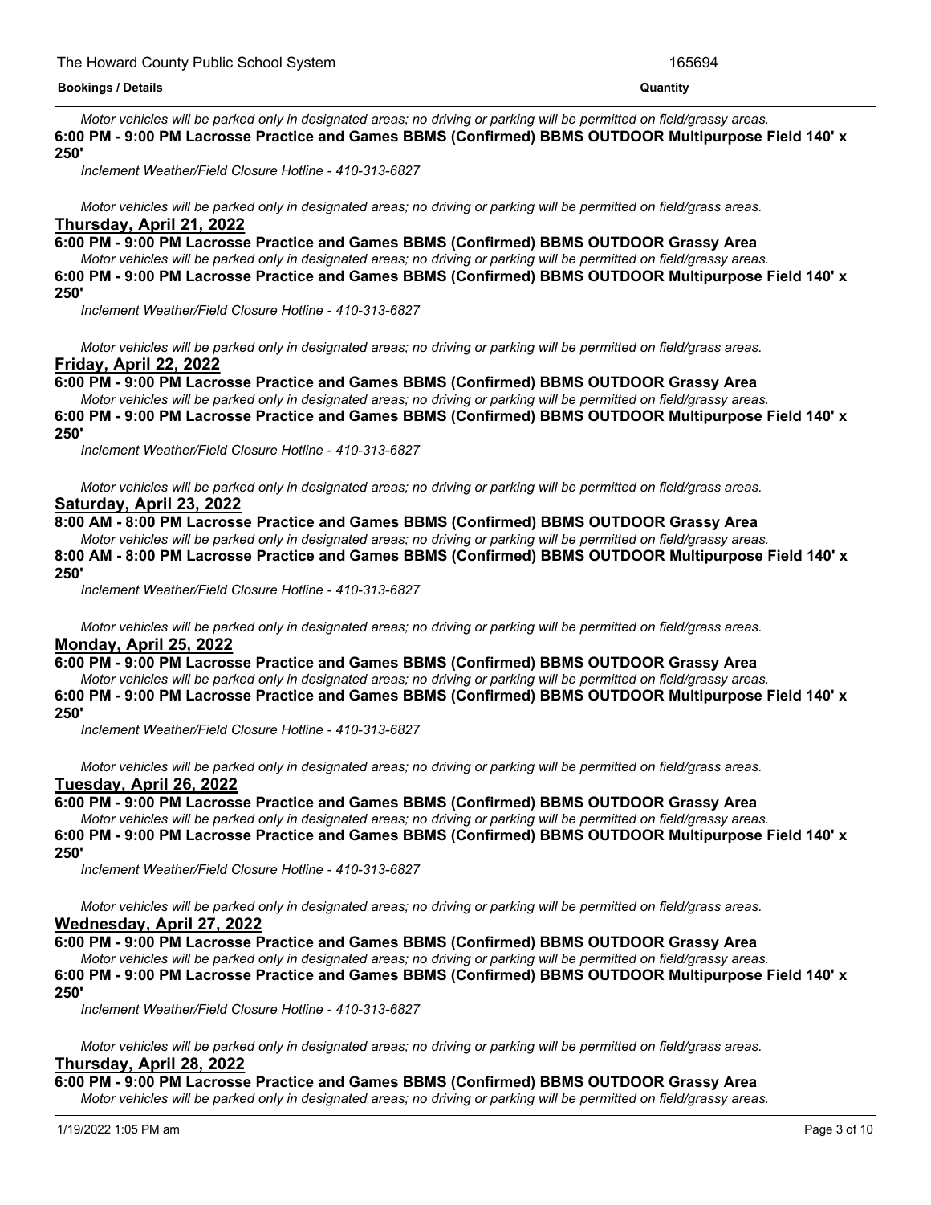*Motor vehicles will be parked only in designated areas; no driving or parking will be permitted on field/grassy areas.*

**6:00 PM - 9:00 PM Lacrosse Practice and Games BBMS (Confirmed) BBMS OUTDOOR Multipurpose Field 140' x 250'**

*Inclement Weather/Field Closure Hotline - 410-313-6827*

*Motor vehicles will be parked only in designated areas; no driving or parking will be permitted on field/grass areas.*

**Thursday, April 21, 2022**

**6:00 PM - 9:00 PM Lacrosse Practice and Games BBMS (Confirmed) BBMS OUTDOOR Grassy Area**

*Motor vehicles will be parked only in designated areas; no driving or parking will be permitted on field/grassy areas.*

**6:00 PM - 9:00 PM Lacrosse Practice and Games BBMS (Confirmed) BBMS OUTDOOR Multipurpose Field 140' x 250'**

*Inclement Weather/Field Closure Hotline - 410-313-6827*

*Motor vehicles will be parked only in designated areas; no driving or parking will be permitted on field/grass areas.*

**Friday, April 22, 2022**

**6:00 PM - 9:00 PM Lacrosse Practice and Games BBMS (Confirmed) BBMS OUTDOOR Grassy Area**

*Motor vehicles will be parked only in designated areas; no driving or parking will be permitted on field/grassy areas.*

**6:00 PM - 9:00 PM Lacrosse Practice and Games BBMS (Confirmed) BBMS OUTDOOR Multipurpose Field 140' x 250'**

*Inclement Weather/Field Closure Hotline - 410-313-6827*

*Motor vehicles will be parked only in designated areas; no driving or parking will be permitted on field/grass areas.*

**Saturday, April 23, 2022**

**8:00 AM - 8:00 PM Lacrosse Practice and Games BBMS (Confirmed) BBMS OUTDOOR Grassy Area**

*Motor vehicles will be parked only in designated areas; no driving or parking will be permitted on field/grassy areas.*

**8:00 AM - 8:00 PM Lacrosse Practice and Games BBMS (Confirmed) BBMS OUTDOOR Multipurpose Field 140' x 250'**

*Inclement Weather/Field Closure Hotline - 410-313-6827*

*Motor vehicles will be parked only in designated areas; no driving or parking will be permitted on field/grass areas.*

**Monday, April 25, 2022**

**6:00 PM - 9:00 PM Lacrosse Practice and Games BBMS (Confirmed) BBMS OUTDOOR Grassy Area**

*Motor vehicles will be parked only in designated areas; no driving or parking will be permitted on field/grassy areas.*

**6:00 PM - 9:00 PM Lacrosse Practice and Games BBMS (Confirmed) BBMS OUTDOOR Multipurpose Field 140' x 250'**

*Inclement Weather/Field Closure Hotline - 410-313-6827*

*Motor vehicles will be parked only in designated areas; no driving or parking will be permitted on field/grass areas.*

**Tuesday, April 26, 2022**

**6:00 PM - 9:00 PM Lacrosse Practice and Games BBMS (Confirmed) BBMS OUTDOOR Grassy Area**

*Motor vehicles will be parked only in designated areas; no driving or parking will be permitted on field/grassy areas.*

**6:00 PM - 9:00 PM Lacrosse Practice and Games BBMS (Confirmed) BBMS OUTDOOR Multipurpose Field 140' x 250'**

*Inclement Weather/Field Closure Hotline - 410-313-6827*

*Motor vehicles will be parked only in designated areas; no driving or parking will be permitted on field/grass areas.*

**Wednesday, April 27, 2022**

**6:00 PM - 9:00 PM Lacrosse Practice and Games BBMS (Confirmed) BBMS OUTDOOR Grassy Area**

*Motor vehicles will be parked only in designated areas; no driving or parking will be permitted on field/grassy areas.*

**6:00 PM - 9:00 PM Lacrosse Practice and Games BBMS (Confirmed) BBMS OUTDOOR Multipurpose Field 140' x 250'**

*Inclement Weather/Field Closure Hotline - 410-313-6827*

*Motor vehicles will be parked only in designated areas; no driving or parking will be permitted on field/grass areas.*

**Thursday, April 28, 2022**

**6:00 PM - 9:00 PM Lacrosse Practice and Games BBMS (Confirmed) BBMS OUTDOOR Grassy Area**

*Motor vehicles will be parked only in designated areas; no driving or parking will be permitted on field/grassy areas.*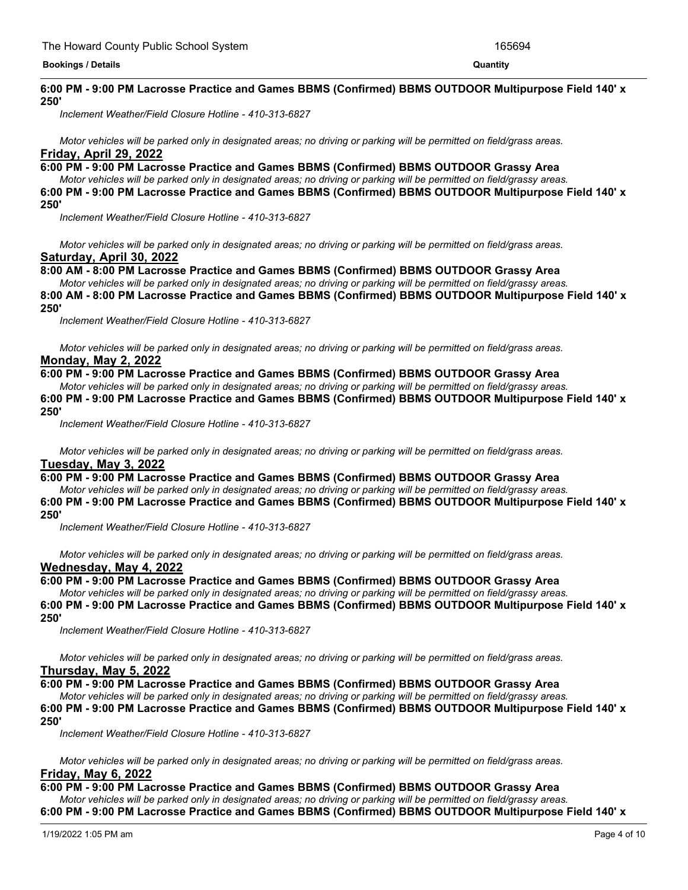**6:00 PM - 9:00 PM Lacrosse Practice and Games BBMS (Confirmed) BBMS OUTDOOR Multipurpose Field 140' x 250'**

*Inclement Weather/Field Closure Hotline - 410-313-6827*

*Motor vehicles will be parked only in designated areas; no driving or parking will be permitted on field/grass areas.*

## Friday, April 29, 2022

**6:00 PM - 9:00 PM Lacrosse Practice and Games BBMS (Confirmed) BBMS OUTDOOR Grassy Area**

*Motor vehicles will be parked only in designated areas; no driving or parking will be permitted on field/grassy areas.*

**6:00 PM - 9:00 PM Lacrosse Practice and Games BBMS (Confirmed) BBMS OUTDOOR Multipurpose Field 140' x 250'**

*Inclement Weather/Field Closure Hotline - 410-313-6827*

*Motor vehicles will be parked only in designated areas; no driving or parking will be permitted on field/grass areas.*

## Saturday, April 30, 2022

**8:00 AM - 8:00 PM Lacrosse Practice and Games BBMS (Confirmed) BBMS OUTDOOR Grassy Area**

*Motor vehicles will be parked only in designated areas; no driving or parking will be permitted on field/grassy areas.*

**8:00 AM - 8:00 PM Lacrosse Practice and Games BBMS (Confirmed) BBMS OUTDOOR Multipurpose Field 140' x 250'**

*Inclement Weather/Field Closure Hotline - 410-313-6827*

*Motor vehicles will be parked only in designated areas; no driving or parking will be permitted on field/grass areas.*

## Monday, May 2, 2022

**6:00 PM - 9:00 PM Lacrosse Practice and Games BBMS (Confirmed) BBMS OUTDOOR Grassy Area**

*Motor vehicles will be parked only in designated areas; no driving or parking will be permitted on field/grassy areas.*

**6:00 PM - 9:00 PM Lacrosse Practice and Games BBMS (Confirmed) BBMS OUTDOOR Multipurpose Field 140' x 250'**

*Inclement Weather/Field Closure Hotline - 410-313-6827*

*Motor vehicles will be parked only in designated areas; no driving or parking will be permitted on field/grass areas.*

## Tuesday, May 3, 2022

**6:00 PM - 9:00 PM Lacrosse Practice and Games BBMS (Confirmed) BBMS OUTDOOR Grassy Area**

*Motor vehicles will be parked only in designated areas; no driving or parking will be permitted on field/grassy areas.*

**6:00 PM - 9:00 PM Lacrosse Practice and Games BBMS (Confirmed) BBMS OUTDOOR Multipurpose Field 140' x 250'**

*Inclement Weather/Field Closure Hotline - 410-313-6827*

*Motor vehicles will be parked only in designated areas; no driving or parking will be permitted on field/grass areas.*

## Wednesday, May 4, 2022

**6:00 PM - 9:00 PM Lacrosse Practice and Games BBMS (Confirmed) BBMS OUTDOOR Grassy Area**

*Motor vehicles will be parked only in designated areas; no driving or parking will be permitted on field/grassy areas.*

**6:00 PM - 9:00 PM Lacrosse Practice and Games BBMS (Confirmed) BBMS OUTDOOR Multipurpose Field 140' x 250'**

*Inclement Weather/Field Closure Hotline - 410-313-6827*

*Motor vehicles will be parked only in designated areas; no driving or parking will be permitted on field/grass areas.*

## Thursday, May 5, 2022

**6:00 PM - 9:00 PM Lacrosse Practice and Games BBMS (Confirmed) BBMS OUTDOOR Grassy Area**

*Motor vehicles will be parked only in designated areas; no driving or parking will be permitted on field/grassy areas.*

**6:00 PM - 9:00 PM Lacrosse Practice and Games BBMS (Confirmed) BBMS OUTDOOR Multipurpose Field 140' x 250'**

*Inclement Weather/Field Closure Hotline - 410-313-6827*

*Motor vehicles will be parked only in designated areas; no driving or parking will be permitted on field/grass areas.*

## Friday, May 6, 2022

**6:00 PM - 9:00 PM Lacrosse Practice and Games BBMS (Confirmed) BBMS OUTDOOR Grassy Area**

*Motor vehicles will be parked only in designated areas; no driving or parking will be permitted on field/grassy areas.*

**6:00 PM - 9:00 PM Lacrosse Practice and Games BBMS (Confirmed) BBMS OUTDOOR Multipurpose Field 140' x**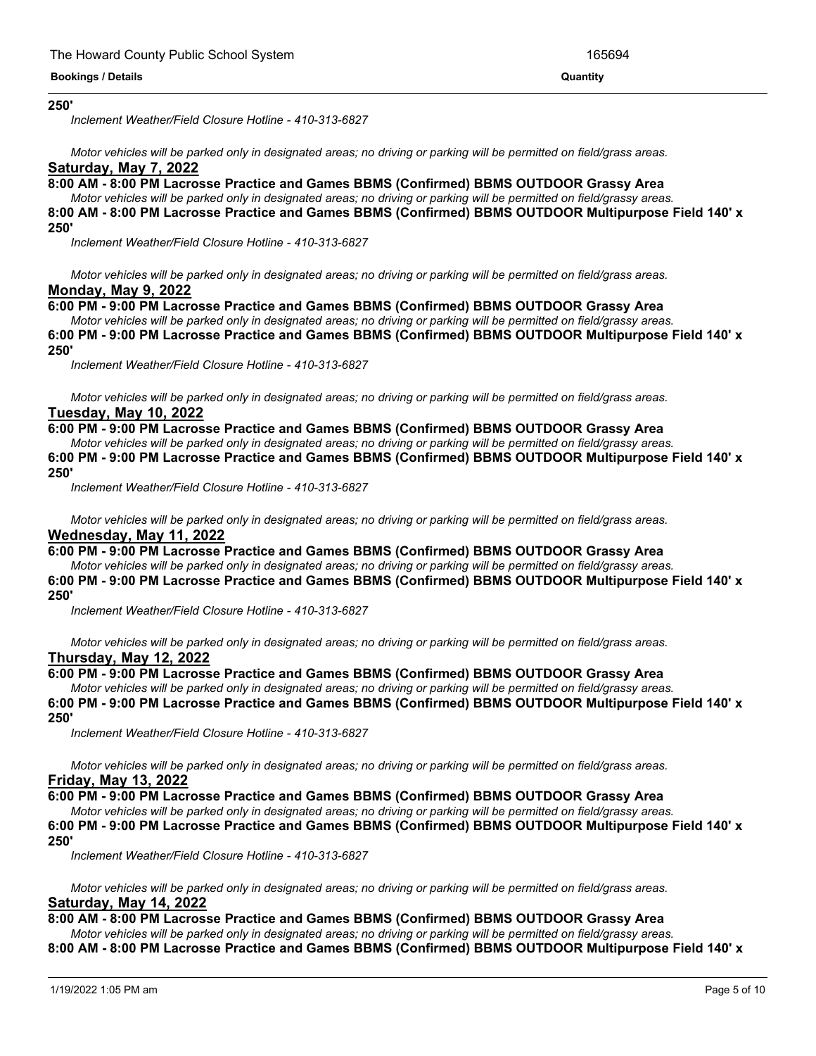**250'**

*Inclement Weather/Field Closure Hotline - 410-313-6827*

*Motor vehicles will be parked only in designated areas; no driving or parking will be permitted on field/grass areas.*

**Saturday, May 7, 2022**

**8:00 AM - 8:00 PM Lacrosse Practice and Games BBMS (Confirmed) BBMS OUTDOOR Grassy Area**

*Motor vehicles will be parked only in designated areas; no driving or parking will be permitted on field/grassy areas.*

**8:00 AM - 8:00 PM Lacrosse Practice and Games BBMS (Confirmed) BBMS OUTDOOR Multipurpose Field 140' x 250'**

*Inclement Weather/Field Closure Hotline - 410-313-6827*

*Motor vehicles will be parked only in designated areas; no driving or parking will be permitted on field/grass areas.*

**Monday, May 9, 2022**

**6:00 PM - 9:00 PM Lacrosse Practice and Games BBMS (Confirmed) BBMS OUTDOOR Grassy Area**

*Motor vehicles will be parked only in designated areas; no driving or parking will be permitted on field/grassy areas.*

**6:00 PM - 9:00 PM Lacrosse Practice and Games BBMS (Confirmed) BBMS OUTDOOR Multipurpose Field 140' x 250'**

*Inclement Weather/Field Closure Hotline - 410-313-6827*

*Motor vehicles will be parked only in designated areas; no driving or parking will be permitted on field/grass areas.*

**Tuesday, May 10, 2022**

**6:00 PM - 9:00 PM Lacrosse Practice and Games BBMS (Confirmed) BBMS OUTDOOR Grassy Area**

*Motor vehicles will be parked only in designated areas; no driving or parking will be permitted on field/grassy areas.*

**6:00 PM - 9:00 PM Lacrosse Practice and Games BBMS (Confirmed) BBMS OUTDOOR Multipurpose Field 140' x 250'**

*Inclement Weather/Field Closure Hotline - 410-313-6827*

*Motor vehicles will be parked only in designated areas; no driving or parking will be permitted on field/grass areas.*

**Wednesday, May 11, 2022**

**6:00 PM - 9:00 PM Lacrosse Practice and Games BBMS (Confirmed) BBMS OUTDOOR Grassy Area**

*Motor vehicles will be parked only in designated areas; no driving or parking will be permitted on field/grassy areas.*

**6:00 PM - 9:00 PM Lacrosse Practice and Games BBMS (Confirmed) BBMS OUTDOOR Multipurpose Field 140' x 250'**

*Inclement Weather/Field Closure Hotline - 410-313-6827*

*Motor vehicles will be parked only in designated areas; no driving or parking will be permitted on field/grass areas.*

**Thursday, May 12, 2022**

**6:00 PM - 9:00 PM Lacrosse Practice and Games BBMS (Confirmed) BBMS OUTDOOR Grassy Area**

*Motor vehicles will be parked only in designated areas; no driving or parking will be permitted on field/grassy areas.*

**6:00 PM - 9:00 PM Lacrosse Practice and Games BBMS (Confirmed) BBMS OUTDOOR Multipurpose Field 140' x 250'**

*Inclement Weather/Field Closure Hotline - 410-313-6827*

*Motor vehicles will be parked only in designated areas; no driving or parking will be permitted on field/grass areas.*

**Friday, May 13, 2022**

**6:00 PM - 9:00 PM Lacrosse Practice and Games BBMS (Confirmed) BBMS OUTDOOR Grassy Area**

*Motor vehicles will be parked only in designated areas; no driving or parking will be permitted on field/grassy areas.*

**6:00 PM - 9:00 PM Lacrosse Practice and Games BBMS (Confirmed) BBMS OUTDOOR Multipurpose Field 140' x 250'**

*Inclement Weather/Field Closure Hotline - 410-313-6827*

*Motor vehicles will be parked only in designated areas; no driving or parking will be permitted on field/grass areas.*

**Saturday, May 14, 2022**

**8:00 AM - 8:00 PM Lacrosse Practice and Games BBMS (Confirmed) BBMS OUTDOOR Grassy Area**

*Motor vehicles will be parked only in designated areas; no driving or parking will be permitted on field/grassy areas.*

**8:00 AM - 8:00 PM Lacrosse Practice and Games BBMS (Confirmed) BBMS OUTDOOR Multipurpose Field 140' x**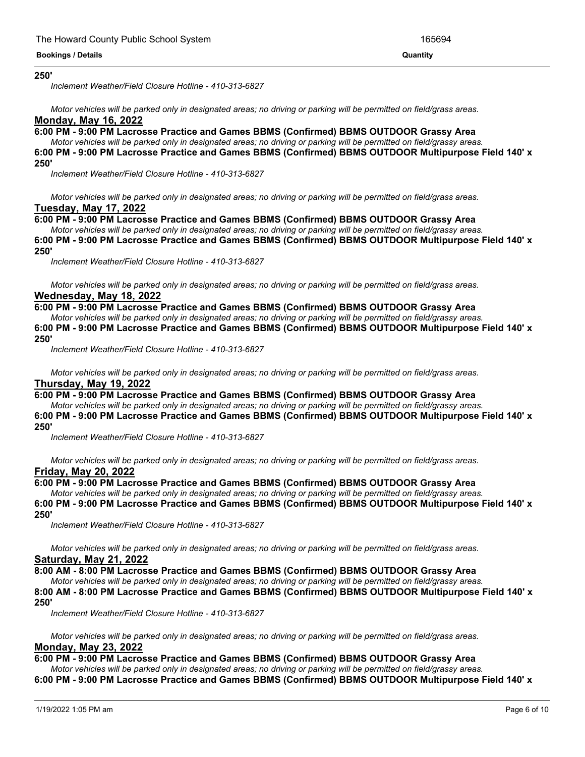**250'**

*Inclement Weather/Field Closure Hotline - 410-313-6827*

*Motor vehicles will be parked only in designated areas; no driving or parking will be permitted on field/grass areas.*

**Monday, May 16, 2022**

**6:00 PM - 9:00 PM Lacrosse Practice and Games BBMS (Confirmed) BBMS OUTDOOR Grassy Area**

*Motor vehicles will be parked only in designated areas; no driving or parking will be permitted on field/grassy areas.*

**6:00 PM - 9:00 PM Lacrosse Practice and Games BBMS (Confirmed) BBMS OUTDOOR Multipurpose Field 140' x 250'**

*Inclement Weather/Field Closure Hotline - 410-313-6827*

*Motor vehicles will be parked only in designated areas; no driving or parking will be permitted on field/grass areas.*

**Tuesday, May 17, 2022**

**6:00 PM - 9:00 PM Lacrosse Practice and Games BBMS (Confirmed) BBMS OUTDOOR Grassy Area**

*Motor vehicles will be parked only in designated areas; no driving or parking will be permitted on field/grassy areas.*

**6:00 PM - 9:00 PM Lacrosse Practice and Games BBMS (Confirmed) BBMS OUTDOOR Multipurpose Field 140' x 250'**

*Inclement Weather/Field Closure Hotline - 410-313-6827*

*Motor vehicles will be parked only in designated areas; no driving or parking will be permitted on field/grass areas.*

**Wednesday, May 18, 2022**

**6:00 PM - 9:00 PM Lacrosse Practice and Games BBMS (Confirmed) BBMS OUTDOOR Grassy Area**

*Motor vehicles will be parked only in designated areas; no driving or parking will be permitted on field/grassy areas.*

**6:00 PM - 9:00 PM Lacrosse Practice and Games BBMS (Confirmed) BBMS OUTDOOR Multipurpose Field 140' x 250'**

*Inclement Weather/Field Closure Hotline - 410-313-6827*

*Motor vehicles will be parked only in designated areas; no driving or parking will be permitted on field/grass areas.*

**Thursday, May 19, 2022**

**6:00 PM - 9:00 PM Lacrosse Practice and Games BBMS (Confirmed) BBMS OUTDOOR Grassy Area**

*Motor vehicles will be parked only in designated areas; no driving or parking will be permitted on field/grassy areas.*

**6:00 PM - 9:00 PM Lacrosse Practice and Games BBMS (Confirmed) BBMS OUTDOOR Multipurpose Field 140' x 250'**

*Inclement Weather/Field Closure Hotline - 410-313-6827*

*Motor vehicles will be parked only in designated areas; no driving or parking will be permitted on field/grass areas.*

**Friday, May 20, 2022**

**6:00 PM - 9:00 PM Lacrosse Practice and Games BBMS (Confirmed) BBMS OUTDOOR Grassy Area**

*Motor vehicles will be parked only in designated areas; no driving or parking will be permitted on field/grassy areas.*

**6:00 PM - 9:00 PM Lacrosse Practice and Games BBMS (Confirmed) BBMS OUTDOOR Multipurpose Field 140' x 250'**

*Inclement Weather/Field Closure Hotline - 410-313-6827*

*Motor vehicles will be parked only in designated areas; no driving or parking will be permitted on field/grass areas.*

**Saturday, May 21, 2022**

**8:00 AM - 8:00 PM Lacrosse Practice and Games BBMS (Confirmed) BBMS OUTDOOR Grassy Area**

*Motor vehicles will be parked only in designated areas; no driving or parking will be permitted on field/grassy areas.*

**8:00 AM - 8:00 PM Lacrosse Practice and Games BBMS (Confirmed) BBMS OUTDOOR Multipurpose Field 140' x 250'**

*Inclement Weather/Field Closure Hotline - 410-313-6827*

*Motor vehicles will be parked only in designated areas; no driving or parking will be permitted on field/grass areas.*

**Monday, May 23, 2022**

**6:00 PM - 9:00 PM Lacrosse Practice and Games BBMS (Confirmed) BBMS OUTDOOR Grassy Area**

*Motor vehicles will be parked only in designated areas; no driving or parking will be permitted on field/grassy areas.*

**6:00 PM - 9:00 PM Lacrosse Practice and Games BBMS (Confirmed) BBMS OUTDOOR Multipurpose Field 140' x**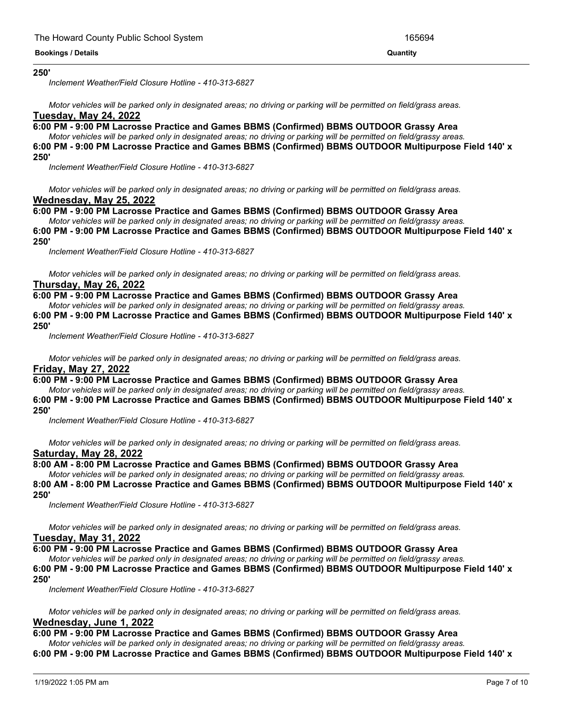**250'**

*Inclement Weather/Field Closure Hotline - 410-313-6827*

*Motor vehicles will be parked only in designated areas; no driving or parking will be permitted on field/grass areas.*

**<u>Tuesday, May 24, 2022</u>**

**6:00 PM - 9:00 PM Lacrosse Practice and Games BBMS (Confirmed) BBMS OUTDOOR Grassy Area**

*Motor vehicles will be parked only in designated areas; no driving or parking will be permitted on field/grassy areas.*

**6:00 PM - 9:00 PM Lacrosse Practice and Games BBMS (Confirmed) BBMS OUTDOOR Multipurpose Field 140' x 250'**

*Inclement Weather/Field Closure Hotline - 410-313-6827*

*Motor vehicles will be parked only in designated areas; no driving or parking will be permitted on field/grass areas.*

**<u>Wednesday, May 25, 2022</u>**

**6:00 PM - 9:00 PM Lacrosse Practice and Games BBMS (Confirmed) BBMS OUTDOOR Grassy Area**

*Motor vehicles will be parked only in designated areas; no driving or parking will be permitted on field/grassy areas.*

**6:00 PM - 9:00 PM Lacrosse Practice and Games BBMS (Confirmed) BBMS OUTDOOR Multipurpose Field 140' x 250'**

*Inclement Weather/Field Closure Hotline - 410-313-6827*

*Motor vehicles will be parked only in designated areas; no driving or parking will be permitted on field/grass areas.*

**<u>Thursday, May 26, 2022</u>**

**6:00 PM - 9:00 PM Lacrosse Practice and Games BBMS (Confirmed) BBMS OUTDOOR Grassy Area**

*Motor vehicles will be parked only in designated areas; no driving or parking will be permitted on field/grassy areas.*

**6:00 PM - 9:00 PM Lacrosse Practice and Games BBMS (Confirmed) BBMS OUTDOOR Multipurpose Field 140' x 250'**

*Inclement Weather/Field Closure Hotline - 410-313-6827*

*Motor vehicles will be parked only in designated areas; no driving or parking will be permitted on field/grass areas.*

**<u>Friday, May 27, 2022</u>**

**6:00 PM - 9:00 PM Lacrosse Practice and Games BBMS (Confirmed) BBMS OUTDOOR Grassy Area**

*Motor vehicles will be parked only in designated areas; no driving or parking will be permitted on field/grassy areas.*

**6:00 PM - 9:00 PM Lacrosse Practice and Games BBMS (Confirmed) BBMS OUTDOOR Multipurpose Field 140' x 250'**

*Inclement Weather/Field Closure Hotline - 410-313-6827*

*Motor vehicles will be parked only in designated areas; no driving or parking will be permitted on field/grass areas.*

**<u>Saturday, May 28, 2022</u>**

**8:00 AM - 8:00 PM Lacrosse Practice and Games BBMS (Confirmed) BBMS OUTDOOR Grassy Area**

*Motor vehicles will be parked only in designated areas; no driving or parking will be permitted on field/grassy areas.*

**8:00 AM - 8:00 PM Lacrosse Practice and Games BBMS (Confirmed) BBMS OUTDOOR Multipurpose Field 140' x 250'**

*Inclement Weather/Field Closure Hotline - 410-313-6827*

*Motor vehicles will be parked only in designated areas; no driving or parking will be permitted on field/grass areas.*

**<u>Tuesday, May 31, 2022</u>**

**6:00 PM - 9:00 PM Lacrosse Practice and Games BBMS (Confirmed) BBMS OUTDOOR Grassy Area**

*Motor vehicles will be parked only in designated areas; no driving or parking will be permitted on field/grassy areas.*

**6:00 PM - 9:00 PM Lacrosse Practice and Games BBMS (Confirmed) BBMS OUTDOOR Multipurpose Field 140' x 250'**

*Inclement Weather/Field Closure Hotline - 410-313-6827*

*Motor vehicles will be parked only in designated areas; no driving or parking will be permitted on field/grass areas.*

**<u>Wednesday, June 1, 2022</u>**

**6:00 PM - 9:00 PM Lacrosse Practice and Games BBMS (Confirmed) BBMS OUTDOOR Grassy Area**

*Motor vehicles will be parked only in designated areas; no driving or parking will be permitted on field/grassy areas.*

**6:00 PM - 9:00 PM Lacrosse Practice and Games BBMS (Confirmed) BBMS OUTDOOR Multipurpose Field 140' x**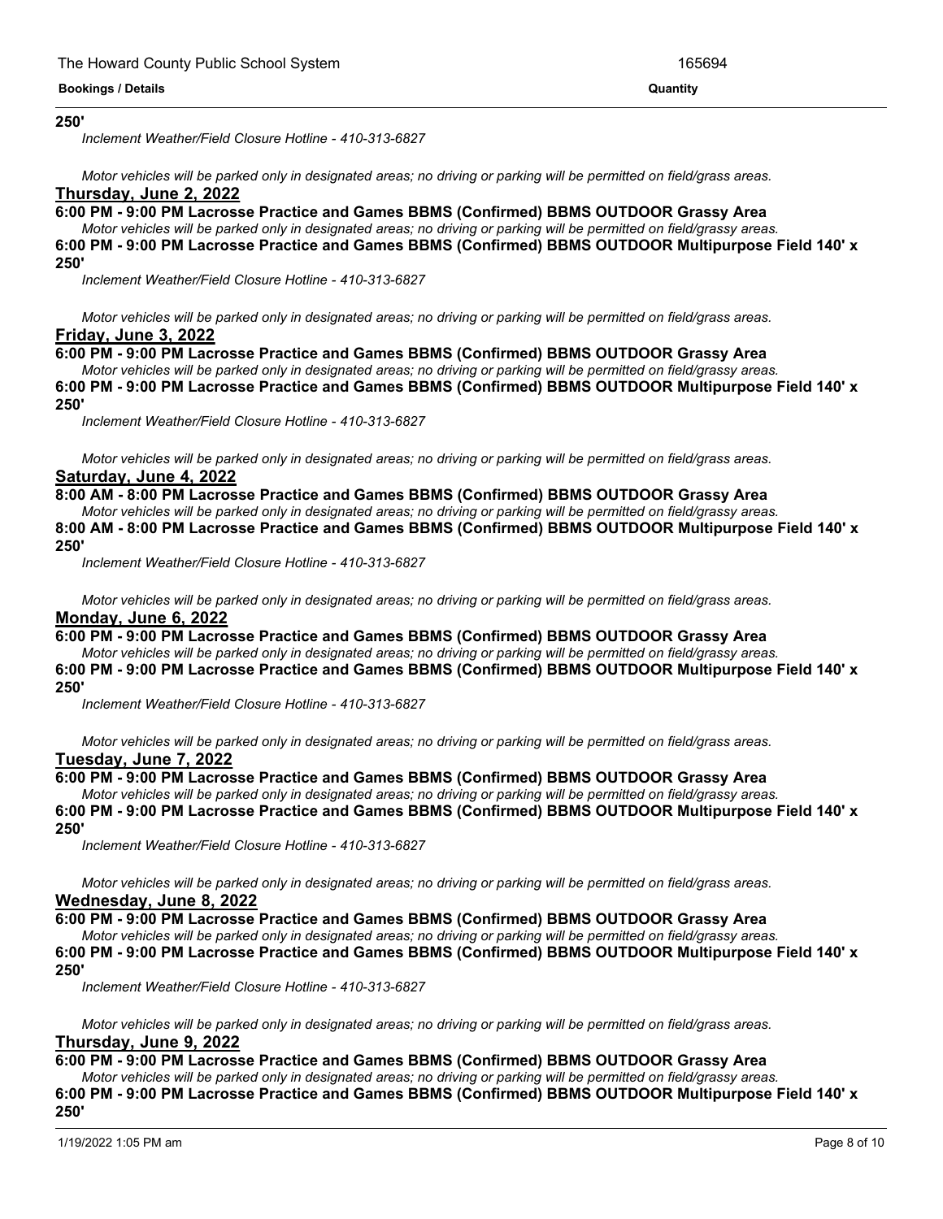**250'**

*Inclement Weather/Field Closure Hotline - 410-313-6827*

*Motor vehicles will be parked only in designated areas; no driving or parking will be permitted on field/grass areas.*

**Thursday, June 2, 2022**

**6:00 PM - 9:00 PM Lacrosse Practice and Games BBMS (Confirmed) BBMS OUTDOOR Grassy Area**

*Motor vehicles will be parked only in designated areas; no driving or parking will be permitted on field/grassy areas.*

**6:00 PM - 9:00 PM Lacrosse Practice and Games BBMS (Confirmed) BBMS OUTDOOR Multipurpose Field 140' x 250'**

*Inclement Weather/Field Closure Hotline - 410-313-6827*

*Motor vehicles will be parked only in designated areas; no driving or parking will be permitted on field/grass areas.*

**Friday, June 3, 2022**

**6:00 PM - 9:00 PM Lacrosse Practice and Games BBMS (Confirmed) BBMS OUTDOOR Grassy Area**

*Motor vehicles will be parked only in designated areas; no driving or parking will be permitted on field/grassy areas.*

**6:00 PM - 9:00 PM Lacrosse Practice and Games BBMS (Confirmed) BBMS OUTDOOR Multipurpose Field 140' x 250'**

*Inclement Weather/Field Closure Hotline - 410-313-6827*

*Motor vehicles will be parked only in designated areas; no driving or parking will be permitted on field/grass areas.*

**Saturday, June 4, 2022**

**8:00 AM - 8:00 PM Lacrosse Practice and Games BBMS (Confirmed) BBMS OUTDOOR Grassy Area**

*Motor vehicles will be parked only in designated areas; no driving or parking will be permitted on field/grassy areas.*

**8:00 AM - 8:00 PM Lacrosse Practice and Games BBMS (Confirmed) BBMS OUTDOOR Multipurpose Field 140' x 250'**

*Inclement Weather/Field Closure Hotline - 410-313-6827*

*Motor vehicles will be parked only in designated areas; no driving or parking will be permitted on field/grass areas.*

**Monday, June 6, 2022**

**6:00 PM - 9:00 PM Lacrosse Practice and Games BBMS (Confirmed) BBMS OUTDOOR Grassy Area**

*Motor vehicles will be parked only in designated areas; no driving or parking will be permitted on field/grassy areas.*

**6:00 PM - 9:00 PM Lacrosse Practice and Games BBMS (Confirmed) BBMS OUTDOOR Multipurpose Field 140' x 250'**

*Inclement Weather/Field Closure Hotline - 410-313-6827*

*Motor vehicles will be parked only in designated areas; no driving or parking will be permitted on field/grass areas.*

**Tuesday, June 7, 2022**

**6:00 PM - 9:00 PM Lacrosse Practice and Games BBMS (Confirmed) BBMS OUTDOOR Grassy Area**

*Motor vehicles will be parked only in designated areas; no driving or parking will be permitted on field/grassy areas.*

**6:00 PM - 9:00 PM Lacrosse Practice and Games BBMS (Confirmed) BBMS OUTDOOR Multipurpose Field 140' x 250'**

*Inclement Weather/Field Closure Hotline - 410-313-6827*

*Motor vehicles will be parked only in designated areas; no driving or parking will be permitted on field/grass areas.*

**Wednesday, June 8, 2022**

**6:00 PM - 9:00 PM Lacrosse Practice and Games BBMS (Confirmed) BBMS OUTDOOR Grassy Area**

*Motor vehicles will be parked only in designated areas; no driving or parking will be permitted on field/grassy areas.*

**6:00 PM - 9:00 PM Lacrosse Practice and Games BBMS (Confirmed) BBMS OUTDOOR Multipurpose Field 140' x 250'**

*Inclement Weather/Field Closure Hotline - 410-313-6827*

*Motor vehicles will be parked only in designated areas; no driving or parking will be permitted on field/grass areas.*

**Thursday, June 9, 2022**

**6:00 PM - 9:00 PM Lacrosse Practice and Games BBMS (Confirmed) BBMS OUTDOOR Grassy Area**

*Motor vehicles will be parked only in designated areas; no driving or parking will be permitted on field/grassy areas.*

**6:00 PM - 9:00 PM Lacrosse Practice and Games BBMS (Confirmed) BBMS OUTDOOR Multipurpose Field 140' x 250'**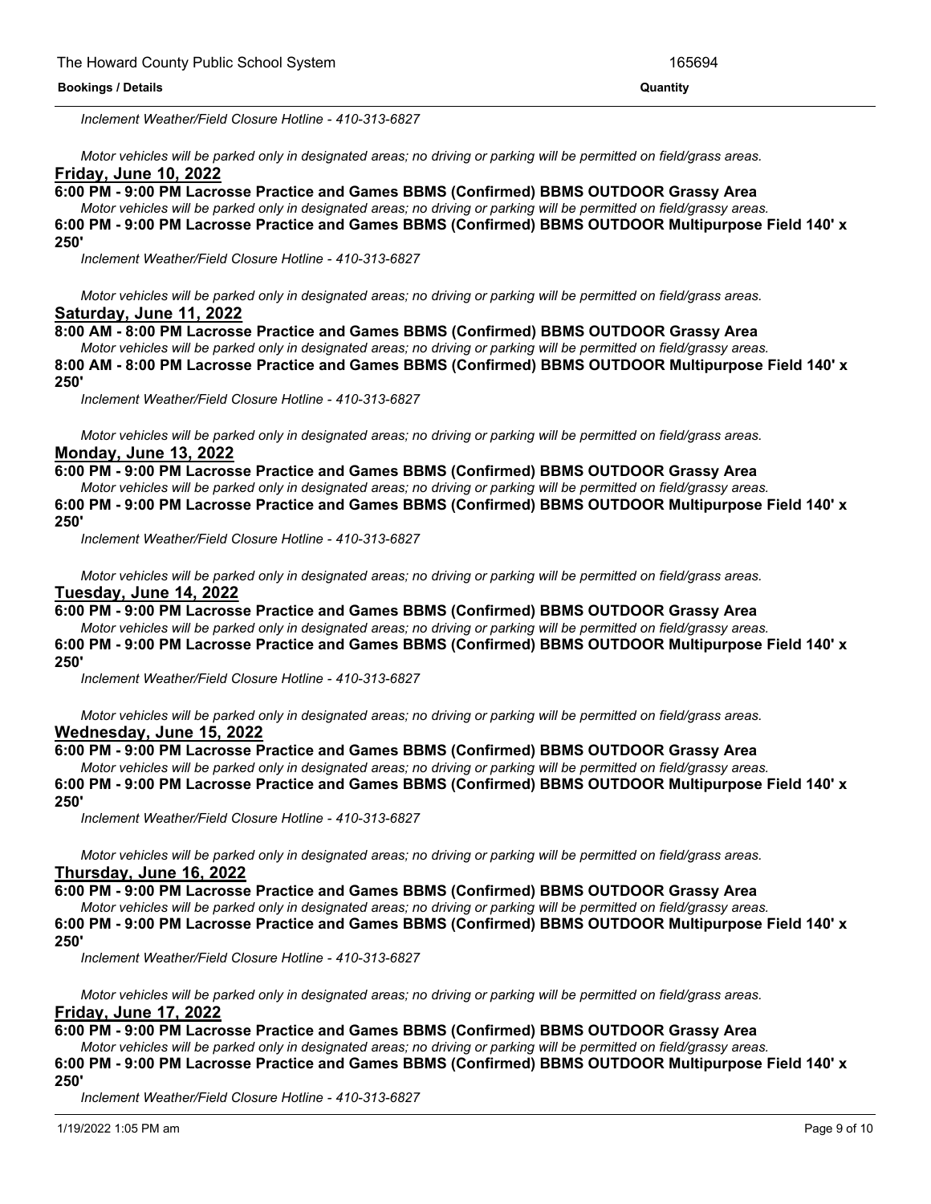*Inclement Weather/Field Closure Hotline - 410-313-6827*

*Motor vehicles will be parked only in designated areas; no driving or parking will be permitted on field/grass areas.*

**<u>Friday, June 10, 2022</u>**

**6:00 PM - 9:00 PM Lacrosse Practice and Games BBMS (Confirmed) BBMS OUTDOOR Grassy Area**

*Motor vehicles will be parked only in designated areas; no driving or parking will be permitted on field/grassy areas.*

**6:00 PM - 9:00 PM Lacrosse Practice and Games BBMS (Confirmed) BBMS OUTDOOR Multipurpose Field 140' x 250'**

*Inclement Weather/Field Closure Hotline - 410-313-6827*

*Motor vehicles will be parked only in designated areas; no driving or parking will be permitted on field/grass areas.*

**<u>Saturday, June 11, 2022</u>**

**8:00 AM - 8:00 PM Lacrosse Practice and Games BBMS (Confirmed) BBMS OUTDOOR Grassy Area**

*Motor vehicles will be parked only in designated areas; no driving or parking will be permitted on field/grassy areas.*

**8:00 AM - 8:00 PM Lacrosse Practice and Games BBMS (Confirmed) BBMS OUTDOOR Multipurpose Field 140' x 250'**

*Inclement Weather/Field Closure Hotline - 410-313-6827*

*Motor vehicles will be parked only in designated areas; no driving or parking will be permitted on field/grass areas.*

**<u>Monday, June 13, 2022</u>**

**6:00 PM - 9:00 PM Lacrosse Practice and Games BBMS (Confirmed) BBMS OUTDOOR Grassy Area**

*Motor vehicles will be parked only in designated areas; no driving or parking will be permitted on field/grassy areas.*

**6:00 PM - 9:00 PM Lacrosse Practice and Games BBMS (Confirmed) BBMS OUTDOOR Multipurpose Field 140' x 250'**

*Inclement Weather/Field Closure Hotline - 410-313-6827*

*Motor vehicles will be parked only in designated areas; no driving or parking will be permitted on field/grass areas.*

**<u>Tuesday, June 14, 2022</u>**

**6:00 PM - 9:00 PM Lacrosse Practice and Games BBMS (Confirmed) BBMS OUTDOOR Grassy Area**

*Motor vehicles will be parked only in designated areas; no driving or parking will be permitted on field/grassy areas.*

**6:00 PM - 9:00 PM Lacrosse Practice and Games BBMS (Confirmed) BBMS OUTDOOR Multipurpose Field 140' x 250'**

*Inclement Weather/Field Closure Hotline - 410-313-6827*

*Motor vehicles will be parked only in designated areas; no driving or parking will be permitted on field/grass areas.*

**<u>Wednesday, June 15, 2022</u>**

**6:00 PM - 9:00 PM Lacrosse Practice and Games BBMS (Confirmed) BBMS OUTDOOR Grassy Area**

*Motor vehicles will be parked only in designated areas; no driving or parking will be permitted on field/grassy areas.*

**6:00 PM - 9:00 PM Lacrosse Practice and Games BBMS (Confirmed) BBMS OUTDOOR Multipurpose Field 140' x 250'**

*Inclement Weather/Field Closure Hotline - 410-313-6827*

*Motor vehicles will be parked only in designated areas; no driving or parking will be permitted on field/grass areas.*

**<u>Thursday, June 16, 2022</u>**

**6:00 PM - 9:00 PM Lacrosse Practice and Games BBMS (Confirmed) BBMS OUTDOOR Grassy Area**

*Motor vehicles will be parked only in designated areas; no driving or parking will be permitted on field/grassy areas.*

**6:00 PM - 9:00 PM Lacrosse Practice and Games BBMS (Confirmed) BBMS OUTDOOR Multipurpose Field 140' x 250'**

*Inclement Weather/Field Closure Hotline - 410-313-6827*

*Motor vehicles will be parked only in designated areas; no driving or parking will be permitted on field/grass areas.*

**<u>Friday, June 17, 2022</u>**

**6:00 PM - 9:00 PM Lacrosse Practice and Games BBMS (Confirmed) BBMS OUTDOOR Grassy Area**

*Motor vehicles will be parked only in designated areas; no driving or parking will be permitted on field/grassy areas.*

**6:00 PM - 9:00 PM Lacrosse Practice and Games BBMS (Confirmed) BBMS OUTDOOR Multipurpose Field 140' x 250'**

*Inclement Weather/Field Closure Hotline - 410-313-6827*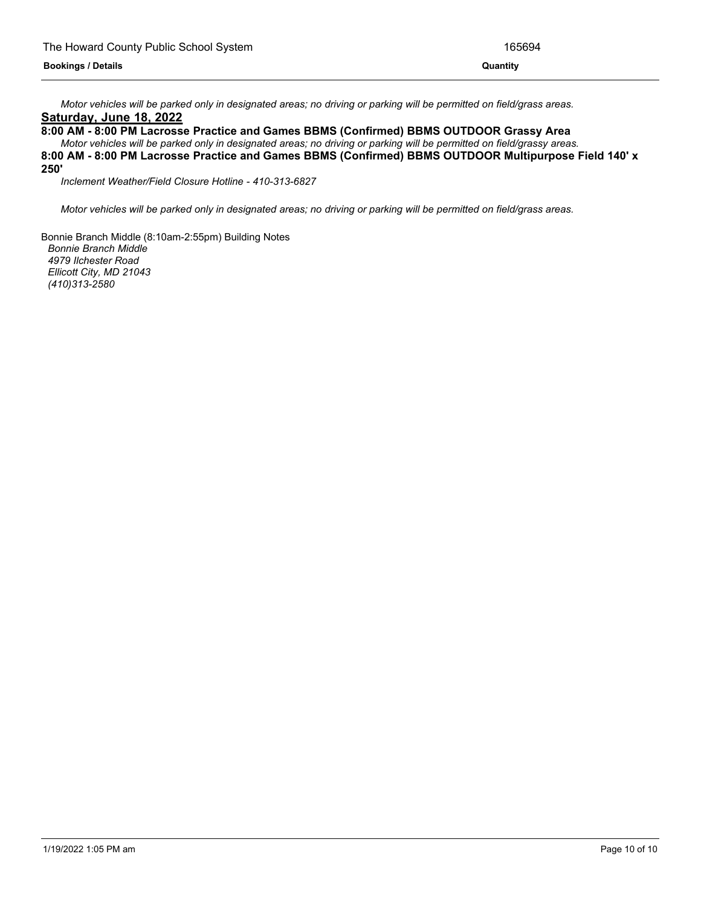*Motor vehicles will be parked only in designated areas; no driving or parking will be permitted on field/grass areas.*

## Saturday, June 18, 2022

**8:00 AM - 8:00 PM Lacrosse Practice and Games BBMS (Confirmed) BBMS OUTDOOR Grassy Area**

*Motor vehicles will be parked only in designated areas; no driving or parking will be permitted on field/grassy areas.*

**8:00 AM - 8:00 PM Lacrosse Practice and Games BBMS (Confirmed) BBMS OUTDOOR Multipurpose Field 140' x 250'**

*Inclement Weather/Field Closure Hotline - 410-313-6827*

*Motor vehicles will be parked only in designated areas; no driving or parking will be permitted on field/grass areas.*

Bonnie Branch Middle (8:10am-2:55pm) Building Notes

*Bonnie Branch Middle*
*4979 Ilchester Road*
*Ellicott City, MD 21043*
*(410)313-2580*